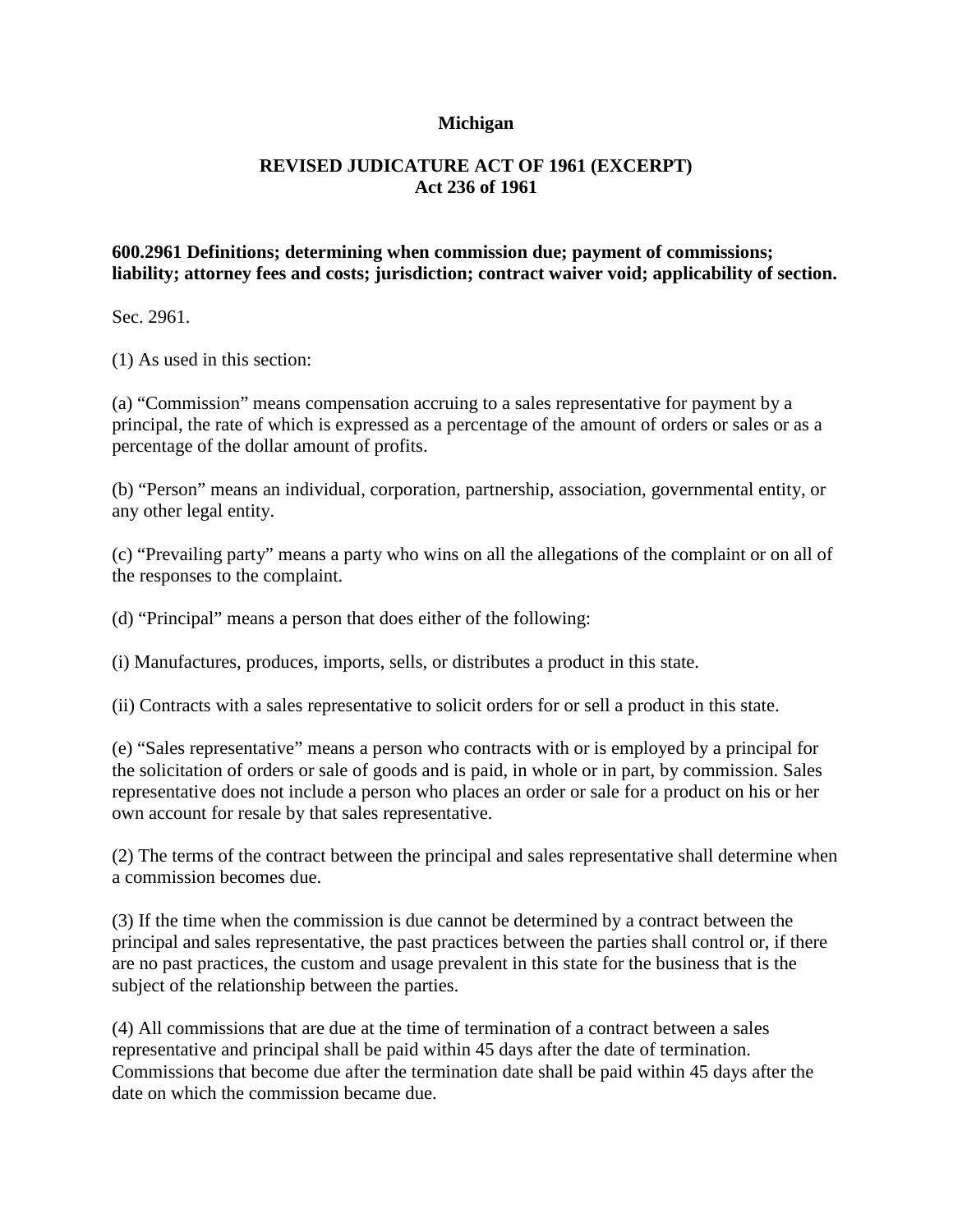**Michigan**

**REVISED JUDICATURE ACT OF 1961 (EXCERPT)**
**Act 236 of 1961**

**600.2961 Definitions; determining when commission due; payment of commissions; liability; attorney fees and costs; jurisdiction; contract waiver void; applicability of section.**

Sec. 2961.

(1) As used in this section:

(a) “Commission” means compensation accruing to a sales representative for payment by a principal, the rate of which is expressed as a percentage of the amount of orders or sales or as a percentage of the dollar amount of profits.

(b) “Person” means an individual, corporation, partnership, association, governmental entity, or any other legal entity.

(c) “Prevailing party” means a party who wins on all the allegations of the complaint or on all of the responses to the complaint.

(d) “Principal” means a person that does either of the following:

(i) Manufactures, produces, imports, sells, or distributes a product in this state.

(ii) Contracts with a sales representative to solicit orders for or sell a product in this state.

(e) “Sales representative” means a person who contracts with or is employed by a principal for the solicitation of orders or sale of goods and is paid, in whole or in part, by commission. Sales representative does not include a person who places an order or sale for a product on his or her own account for resale by that sales representative.

(2) The terms of the contract between the principal and sales representative shall determine when a commission becomes due.

(3) If the time when the commission is due cannot be determined by a contract between the principal and sales representative, the past practices between the parties shall control or, if there are no past practices, the custom and usage prevalent in this state for the business that is the subject of the relationship between the parties.

(4) All commissions that are due at the time of termination of a contract between a sales representative and principal shall be paid within 45 days after the date of termination. Commissions that become due after the termination date shall be paid within 45 days after the date on which the commission became due.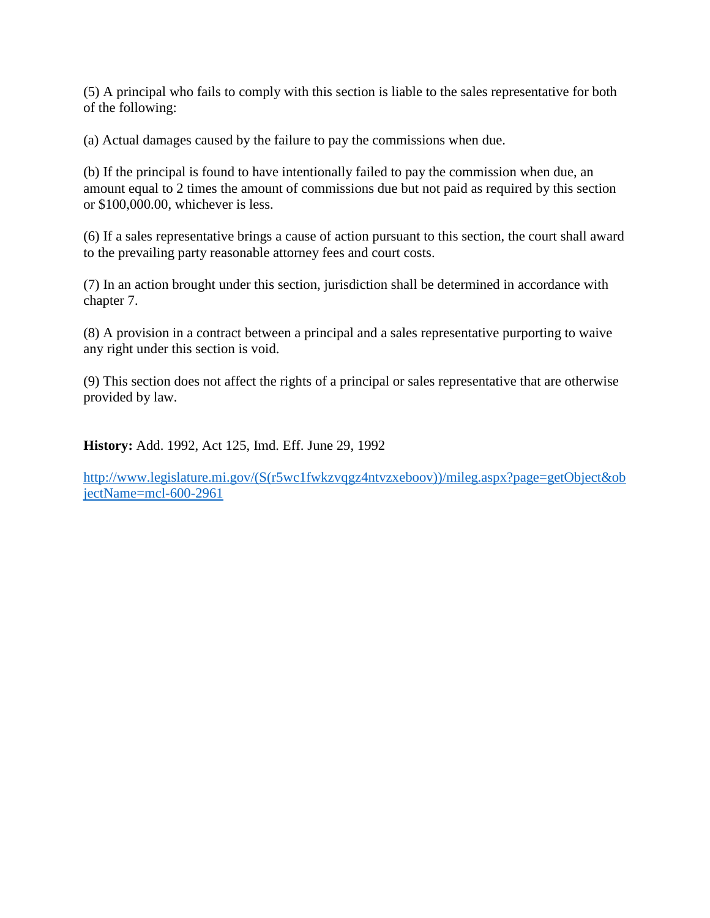(5) A principal who fails to comply with this section is liable to the sales representative for both of the following:

(a) Actual damages caused by the failure to pay the commissions when due.

(b) If the principal is found to have intentionally failed to pay the commission when due, an amount equal to 2 times the amount of commissions due but not paid as required by this section or $100,000.00, whichever is less.

(6) If a sales representative brings a cause of action pursuant to this section, the court shall award to the prevailing party reasonable attorney fees and court costs.

(7) In an action brought under this section, jurisdiction shall be determined in accordance with chapter 7.

(8) A provision in a contract between a principal and a sales representative purporting to waive any right under this section is void.

(9) This section does not affect the rights of a principal or sales representative that are otherwise provided by law.

**History:** Add. 1992, Act 125, Imd. Eff. June 29, 1992

[http://www.legislature.mi.gov/(S(r5wc1fwkzvqgz4ntvzxeboov))/mileg.aspx?page=getObject&objectName=mcl-600-2961](http://www.legislature.mi.gov/(S(r5wc1fwkzvqgz4ntvzxeboov))/mileg.aspx?page=getObject&objectName=mcl-600-2961)